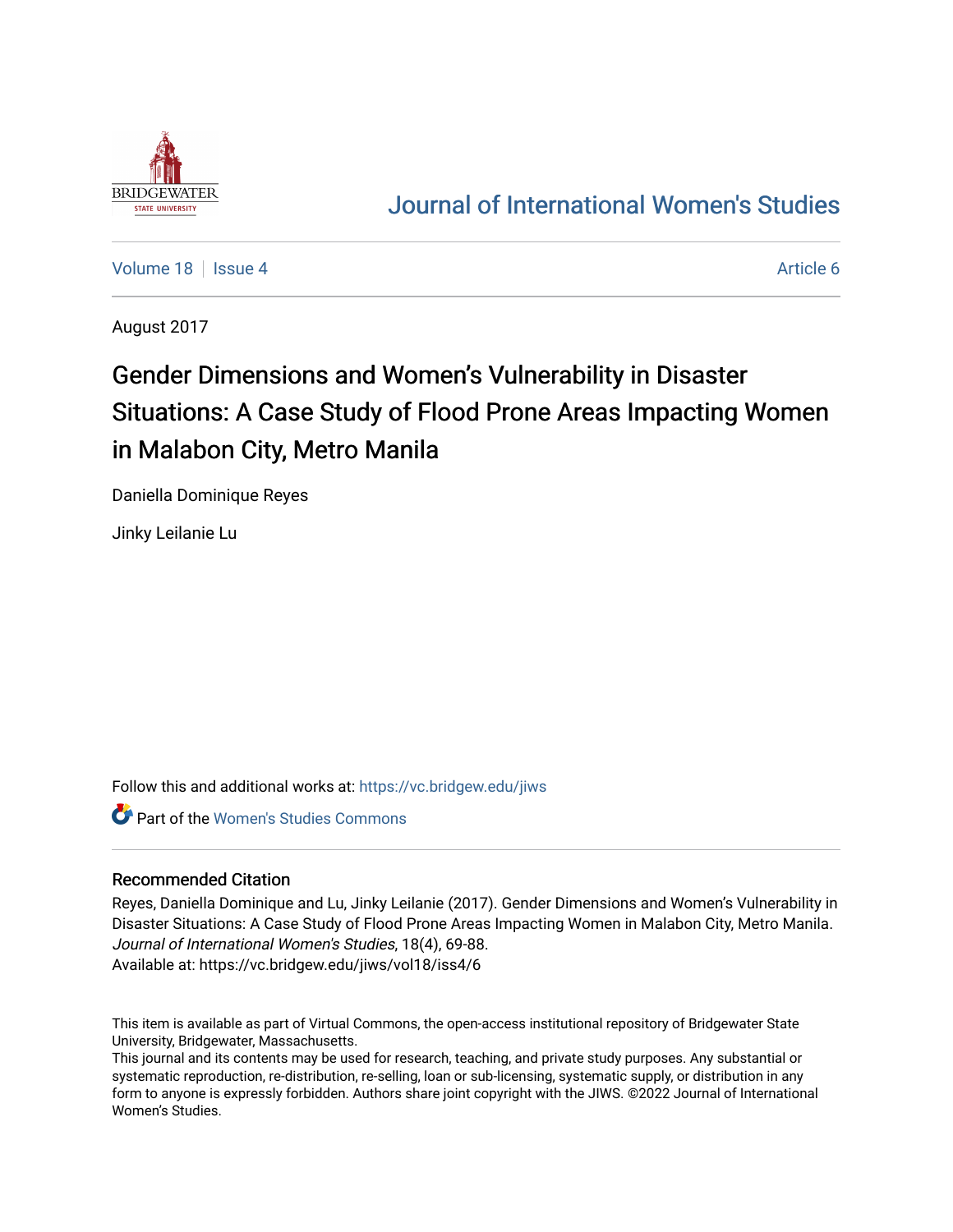# Journal of International Women's Studies

Volume 18 | Issue 4 | Article 6

August 2017

# Gender Dimensions and Women's Vulnerability in Disaster Situations: A Case Study of Flood Prone Areas Impacting Women in Malabon City, Metro Manila

Daniella Dominique Reyes

Jinky Leilanie Lu

Follow this and additional works at: https://vc.bridgew.edu/jiws

Part of the Women's Studies Commons

## Recommended Citation

Reyes, Daniella Dominique and Lu, Jinky Leilanie (2017). Gender Dimensions and Women's Vulnerability in Disaster Situations: A Case Study of Flood Prone Areas Impacting Women in Malabon City, Metro Manila. *Journal of International Women's Studies*, 18(4), 69-88.
Available at: https://vc.bridgew.edu/jiws/vol18/iss4/6

This item is available as part of Virtual Commons, the open-access institutional repository of Bridgewater State University, Bridgewater, Massachusetts.
This journal and its contents may be used for research, teaching, and private study purposes. Any substantial or systematic reproduction, re-distribution, re-selling, loan or sub-licensing, systematic supply, or distribution in any form to anyone is expressly forbidden. Authors share joint copyright with the JIWS. ©2022 Journal of International Women's Studies.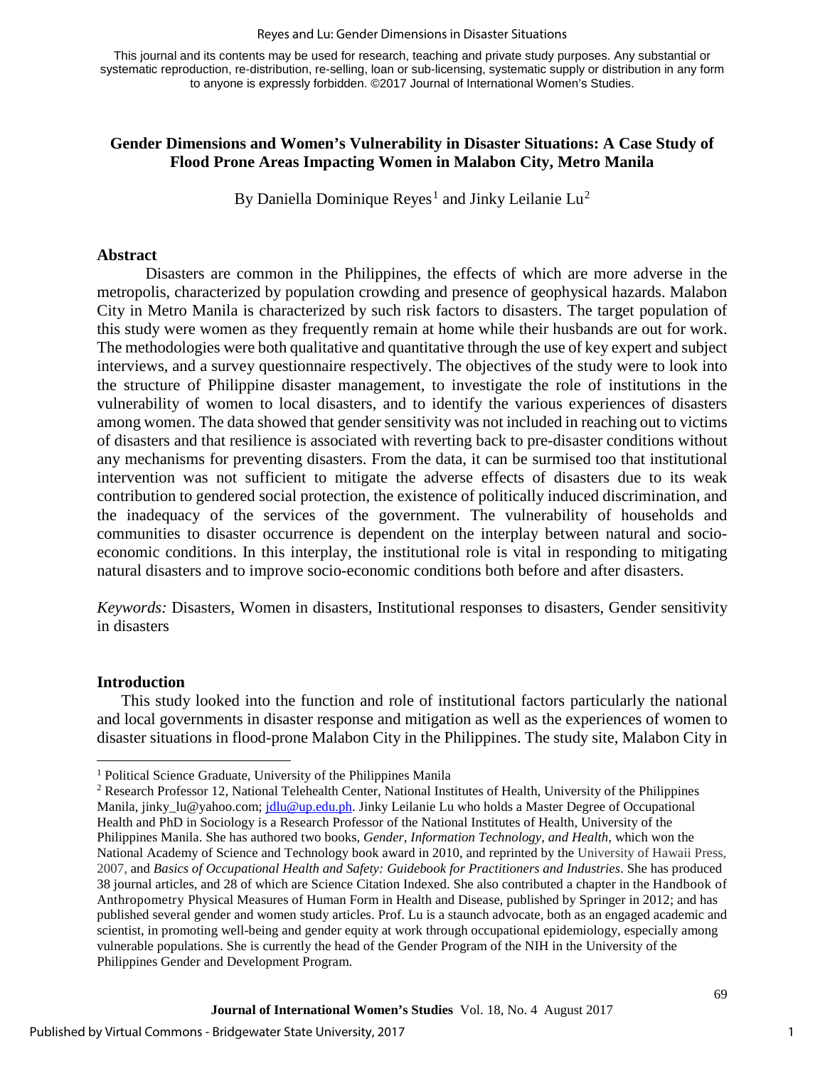# Gender Dimensions and Women's Vulnerability in Disaster Situations: A Case Study of Flood Prone Areas Impacting Women in Malabon City, Metro Manila

By Daniella Dominique Reyes[1] and Jinky Leilanie Lu[2]

## Abstract

Disasters are common in the Philippines, the effects of which are more adverse in the metropolis, characterized by population crowding and presence of geophysical hazards. Malabon City in Metro Manila is characterized by such risk factors to disasters. The target population of this study were women as they frequently remain at home while their husbands are out for work. The methodologies were both qualitative and quantitative through the use of key expert and subject interviews, and a survey questionnaire respectively. The objectives of the study were to look into the structure of Philippine disaster management, to investigate the role of institutions in the vulnerability of women to local disasters, and to identify the various experiences of disasters among women. The data showed that gender sensitivity was not included in reaching out to victims of disasters and that resilience is associated with reverting back to pre-disaster conditions without any mechanisms for preventing disasters. From the data, it can be surmised too that institutional intervention was not sufficient to mitigate the adverse effects of disasters due to its weak contribution to gendered social protection, the existence of politically induced discrimination, and the inadequacy of the services of the government. The vulnerability of households and communities to disaster occurrence is dependent on the interplay between natural and socio-economic conditions. In this interplay, the institutional role is vital in responding to mitigating natural disasters and to improve socio-economic conditions both before and after disasters.

*Keywords:* Disasters, Women in disasters, Institutional responses to disasters, Gender sensitivity in disasters

## Introduction

This study looked into the function and role of institutional factors particularly the national and local governments in disaster response and mitigation as well as the experiences of women to disaster situations in flood-prone Malabon City in the Philippines. The study site, Malabon City in

---

[1] Political Science Graduate, University of the Philippines Manila

[2] Research Professor 12, National Telehealth Center, National Institutes of Health, University of the Philippines Manila, jinky_lu@yahoo.com; jdlu@up.edu.ph. Jinky Leilanie Lu who holds a Master Degree of Occupational Health and PhD in Sociology is a Research Professor of the National Institutes of Health, University of the Philippines Manila. She has authored two books, *Gender, Information Technology, and Health,* which won the National Academy of Science and Technology book award in 2010, and reprinted by the University of Hawaii Press, 2007, and *Basics of Occupational Health and Safety: Guidebook for Practitioners and Industries*. She has produced 38 journal articles, and 28 of which are Science Citation Indexed. She also contributed a chapter in the Handbook of Anthropometry Physical Measures of Human Form in Health and Disease, published by Springer in 2012; and has published several gender and women study articles. Prof. Lu is a staunch advocate, both as an engaged academic and scientist, in promoting well-being and gender equity at work through occupational epidemiology, especially among vulnerable populations. She is currently the head of the Gender Program of the NIH in the University of the Philippines Gender and Development Program.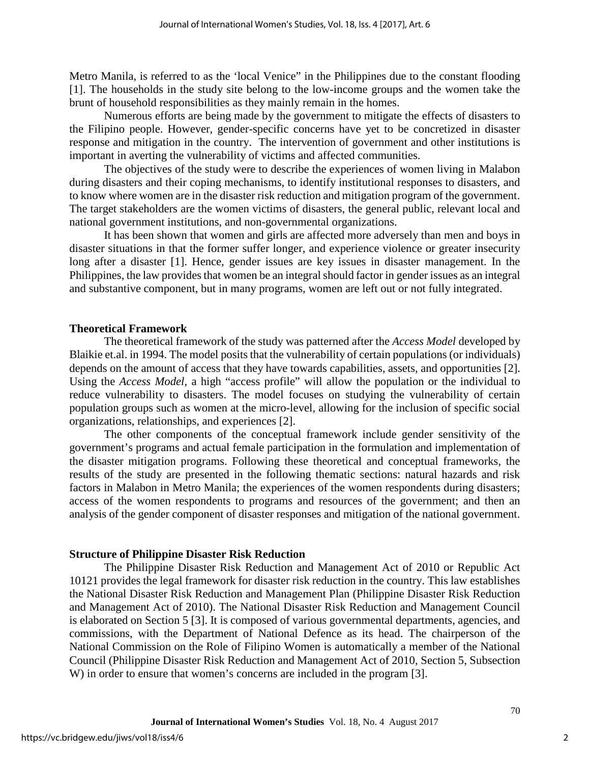Metro Manila, is referred to as the 'local Venice" in the Philippines due to the constant flooding [1]. The households in the study site belong to the low-income groups and the women take the brunt of household responsibilities as they mainly remain in the homes.

Numerous efforts are being made by the government to mitigate the effects of disasters to the Filipino people. However, gender-specific concerns have yet to be concretized in disaster response and mitigation in the country. The intervention of government and other institutions is important in averting the vulnerability of victims and affected communities.

The objectives of the study were to describe the experiences of women living in Malabon during disasters and their coping mechanisms, to identify institutional responses to disasters, and to know where women are in the disaster risk reduction and mitigation program of the government. The target stakeholders are the women victims of disasters, the general public, relevant local and national government institutions, and non-governmental organizations.

It has been shown that women and girls are affected more adversely than men and boys in disaster situations in that the former suffer longer, and experience violence or greater insecurity long after a disaster [1]. Hence, gender issues are key issues in disaster management. In the Philippines, the law provides that women be an integral should factor in gender issues as an integral and substantive component, but in many programs, women are left out or not fully integrated.

## Theoretical Framework

The theoretical framework of the study was patterned after the *Access Model* developed by Blaikie et.al. in 1994. The model posits that the vulnerability of certain populations (or individuals) depends on the amount of access that they have towards capabilities, assets, and opportunities [2]. Using the *Access Model*, a high "access profile" will allow the population or the individual to reduce vulnerability to disasters. The model focuses on studying the vulnerability of certain population groups such as women at the micro-level, allowing for the inclusion of specific social organizations, relationships, and experiences [2].

The other components of the conceptual framework include gender sensitivity of the government's programs and actual female participation in the formulation and implementation of the disaster mitigation programs. Following these theoretical and conceptual frameworks, the results of the study are presented in the following thematic sections: natural hazards and risk factors in Malabon in Metro Manila; the experiences of the women respondents during disasters; access of the women respondents to programs and resources of the government; and then an analysis of the gender component of disaster responses and mitigation of the national government.

## Structure of Philippine Disaster Risk Reduction

The Philippine Disaster Risk Reduction and Management Act of 2010 or Republic Act 10121 provides the legal framework for disaster risk reduction in the country. This law establishes the National Disaster Risk Reduction and Management Plan (Philippine Disaster Risk Reduction and Management Act of 2010). The National Disaster Risk Reduction and Management Council is elaborated on Section 5 [3]. It is composed of various governmental departments, agencies, and commissions, with the Department of National Defence as its head. The chairperson of the National Commission on the Role of Filipino Women is automatically a member of the National Council (Philippine Disaster Risk Reduction and Management Act of 2010, Section 5, Subsection W) in order to ensure that women's concerns are included in the program [3].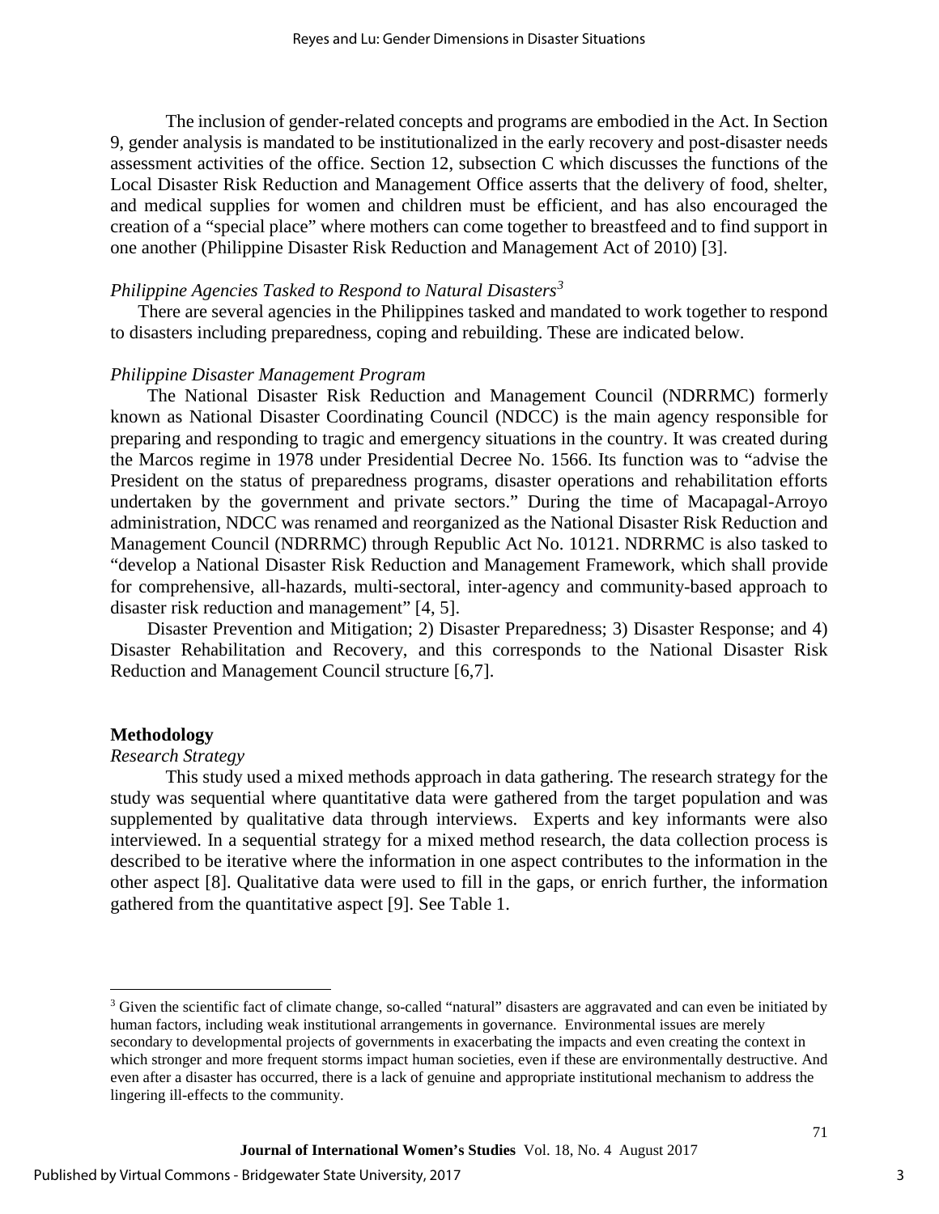The inclusion of gender-related concepts and programs are embodied in the Act. In Section 9, gender analysis is mandated to be institutionalized in the early recovery and post-disaster needs assessment activities of the office. Section 12, subsection C which discusses the functions of the Local Disaster Risk Reduction and Management Office asserts that the delivery of food, shelter, and medical supplies for women and children must be efficient, and has also encouraged the creation of a "special place" where mothers can come together to breastfeed and to find support in one another (Philippine Disaster Risk Reduction and Management Act of 2010) [3].

*Philippine Agencies Tasked to Respond to Natural Disasters*[3]

There are several agencies in the Philippines tasked and mandated to work together to respond to disasters including preparedness, coping and rebuilding. These are indicated below.

*Philippine Disaster Management Program*

The National Disaster Risk Reduction and Management Council (NDRRMC) formerly known as National Disaster Coordinating Council (NDCC) is the main agency responsible for preparing and responding to tragic and emergency situations in the country. It was created during the Marcos regime in 1978 under Presidential Decree No. 1566. Its function was to "advise the President on the status of preparedness programs, disaster operations and rehabilitation efforts undertaken by the government and private sectors." During the time of Macapagal-Arroyo administration, NDCC was renamed and reorganized as the National Disaster Risk Reduction and Management Council (NDRRMC) through Republic Act No. 10121. NDRRMC is also tasked to "develop a National Disaster Risk Reduction and Management Framework, which shall provide for comprehensive, all-hazards, multi-sectoral, inter-agency and community-based approach to disaster risk reduction and management" [4, 5].

Disaster Prevention and Mitigation; 2) Disaster Preparedness; 3) Disaster Response; and 4) Disaster Rehabilitation and Recovery, and this corresponds to the National Disaster Risk Reduction and Management Council structure [6,7].

## Methodology

*Research Strategy*

This study used a mixed methods approach in data gathering. The research strategy for the study was sequential where quantitative data were gathered from the target population and was supplemented by qualitative data through interviews. Experts and key informants were also interviewed. In a sequential strategy for a mixed method research, the data collection process is described to be iterative where the information in one aspect contributes to the information in the other aspect [8]. Qualitative data were used to fill in the gaps, or enrich further, the information gathered from the quantitative aspect [9]. See Table 1.

---

[3] Given the scientific fact of climate change, so-called "natural" disasters are aggravated and can even be initiated by human factors, including weak institutional arrangements in governance. Environmental issues are merely secondary to developmental projects of governments in exacerbating the impacts and even creating the context in which stronger and more frequent storms impact human societies, even if these are environmentally destructive. And even after a disaster has occurred, there is a lack of genuine and appropriate institutional mechanism to address the lingering ill-effects to the community.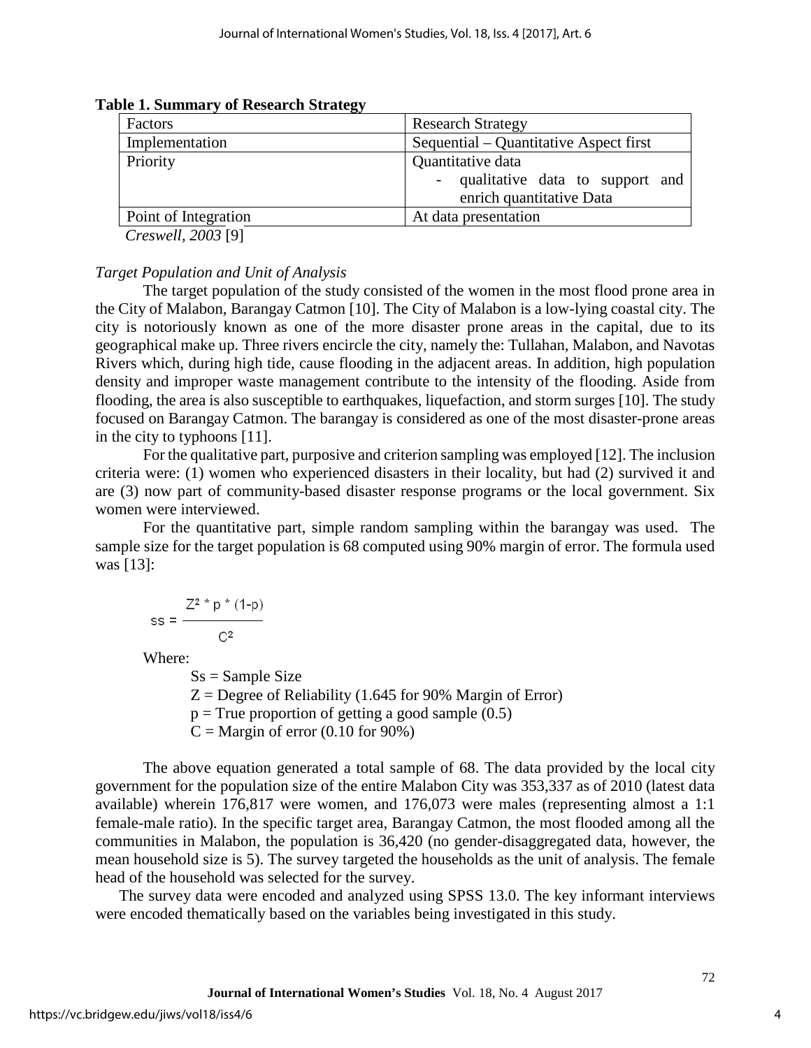**Table 1. Summary of Research Strategy**

| Factors | Research Strategy |
|---|---|
| Implementation | Sequential – Quantitative Aspect first |
| Priority | Quantitative data <br> - qualitative data to support and enrich quantitative Data |
| Point of Integration | At data presentation |

*Creswell, 2003* [9]

*Target Population and Unit of Analysis*

The target population of the study consisted of the women in the most flood prone area in the City of Malabon, Barangay Catmon [10]. The City of Malabon is a low-lying coastal city. The city is notoriously known as one of the more disaster prone areas in the capital, due to its geographical make up. Three rivers encircle the city, namely the: Tullahan, Malabon, and Navotas Rivers which, during high tide, cause flooding in the adjacent areas. In addition, high population density and improper waste management contribute to the intensity of the flooding. Aside from flooding, the area is also susceptible to earthquakes, liquefaction, and storm surges [10]. The study focused on Barangay Catmon. The barangay is considered as one of the most disaster-prone areas in the city to typhoons [11].

For the qualitative part, purposive and criterion sampling was employed [12]. The inclusion criteria were: (1) women who experienced disasters in their locality, but had (2) survived it and are (3) now part of community-based disaster response programs or the local government. Six women were interviewed.

For the quantitative part, simple random sampling within the barangay was used. The sample size for the target population is 68 computed using 90% margin of error. The formula used was [13]:

$$ss = \frac{Z^2 * p * (1-p)}{C^2}$$

Where:

Ss = Sample Size
Z = Degree of Reliability (1.645 for 90% Margin of Error)
p = True proportion of getting a good sample (0.5)
C = Margin of error (0.10 for 90%)

The above equation generated a total sample of 68. The data provided by the local city government for the population size of the entire Malabon City was 353,337 as of 2010 (latest data available) wherein 176,817 were women, and 176,073 were males (representing almost a 1:1 female-male ratio). In the specific target area, Barangay Catmon, the most flooded among all the communities in Malabon, the population is 36,420 (no gender-disaggregated data, however, the mean household size is 5). The survey targeted the households as the unit of analysis. The female head of the household was selected for the survey.

The survey data were encoded and analyzed using SPSS 13.0. The key informant interviews were encoded thematically based on the variables being investigated in this study.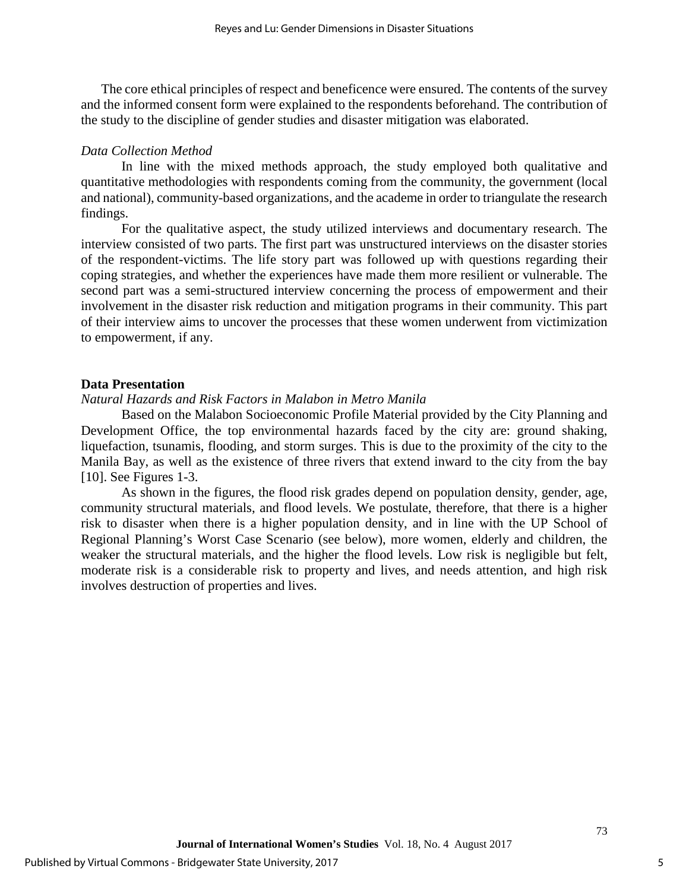The core ethical principles of respect and beneficence were ensured. The contents of the survey and the informed consent form were explained to the respondents beforehand. The contribution of the study to the discipline of gender studies and disaster mitigation was elaborated.

*Data Collection Method*

In line with the mixed methods approach, the study employed both qualitative and quantitative methodologies with respondents coming from the community, the government (local and national), community-based organizations, and the academe in order to triangulate the research findings.

For the qualitative aspect, the study utilized interviews and documentary research. The interview consisted of two parts. The first part was unstructured interviews on the disaster stories of the respondent-victims. The life story part was followed up with questions regarding their coping strategies, and whether the experiences have made them more resilient or vulnerable. The second part was a semi-structured interview concerning the process of empowerment and their involvement in the disaster risk reduction and mitigation programs in their community. This part of their interview aims to uncover the processes that these women underwent from victimization to empowerment, if any.

**Data Presentation**

*Natural Hazards and Risk Factors in Malabon in Metro Manila*

Based on the Malabon Socioeconomic Profile Material provided by the City Planning and Development Office, the top environmental hazards faced by the city are: ground shaking, liquefaction, tsunamis, flooding, and storm surges. This is due to the proximity of the city to the Manila Bay, as well as the existence of three rivers that extend inward to the city from the bay [10]. See Figures 1-3.

As shown in the figures, the flood risk grades depend on population density, gender, age, community structural materials, and flood levels. We postulate, therefore, that there is a higher risk to disaster when there is a higher population density, and in line with the UP School of Regional Planning's Worst Case Scenario (see below), more women, elderly and children, the weaker the structural materials, and the higher the flood levels. Low risk is negligible but felt, moderate risk is a considerable risk to property and lives, and needs attention, and high risk involves destruction of properties and lives.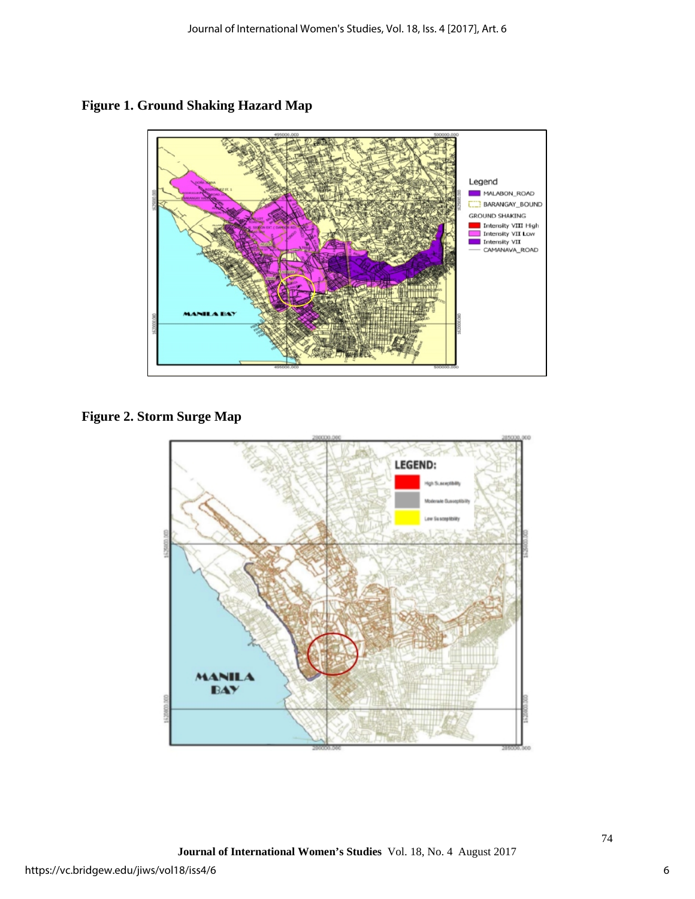**Figure 1. Ground Shaking Hazard Map**

**Figure 2. Storm Surge Map**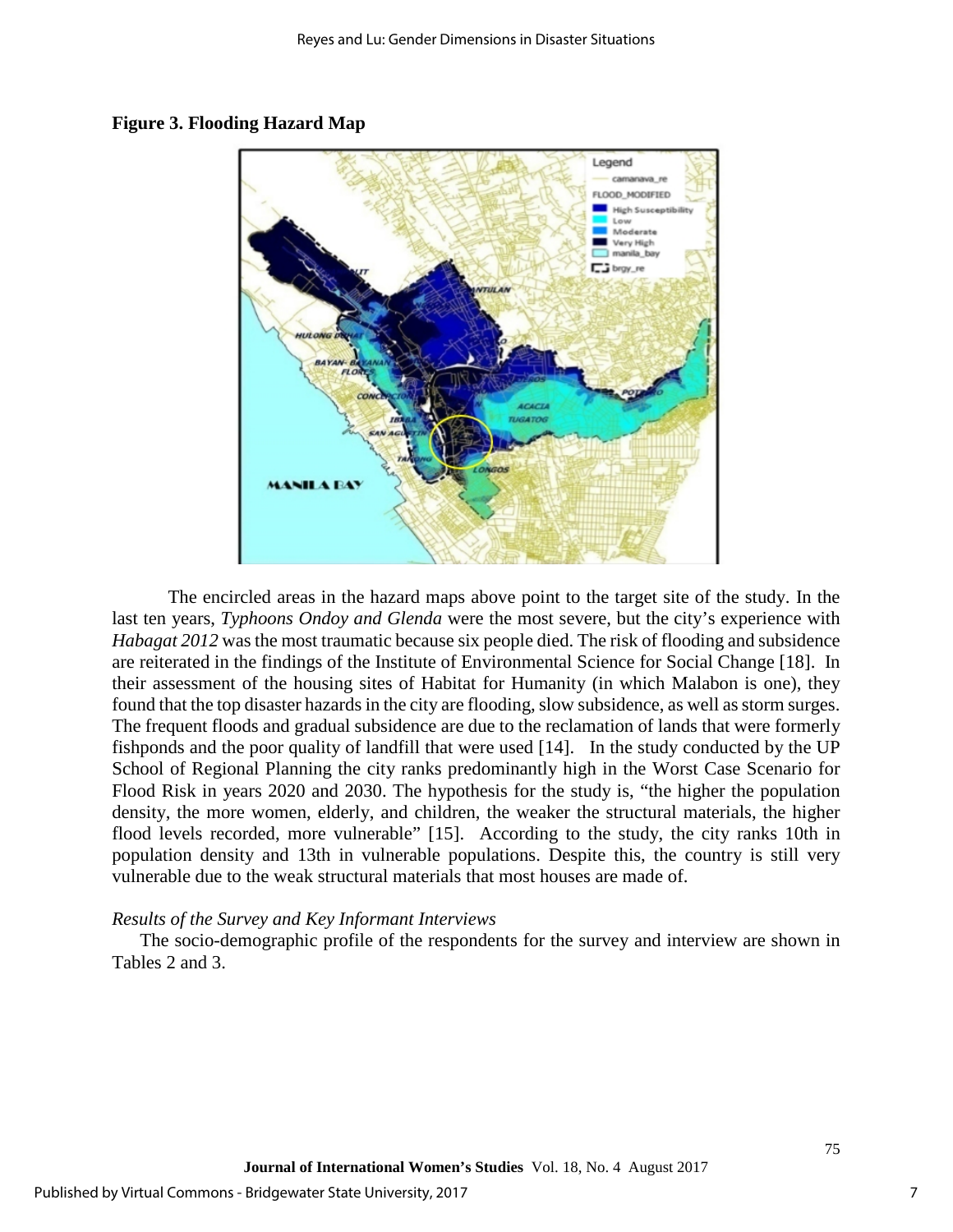**Figure 3. Flooding Hazard Map**

The encircled areas in the hazard maps above point to the target site of the study. In the last ten years, *Typhoons Ondoy and Glenda* were the most severe, but the city's experience with *Habagat 2012* was the most traumatic because six people died. The risk of flooding and subsidence are reiterated in the findings of the Institute of Environmental Science for Social Change [18]. In their assessment of the housing sites of Habitat for Humanity (in which Malabon is one), they found that the top disaster hazards in the city are flooding, slow subsidence, as well as storm surges. The frequent floods and gradual subsidence are due to the reclamation of lands that were formerly fishponds and the poor quality of landfill that were used [14]. In the study conducted by the UP School of Regional Planning the city ranks predominantly high in the Worst Case Scenario for Flood Risk in years 2020 and 2030. The hypothesis for the study is, "the higher the population density, the more women, elderly, and children, the weaker the structural materials, the higher flood levels recorded, more vulnerable" [15]. According to the study, the city ranks 10th in population density and 13th in vulnerable populations. Despite this, the country is still very vulnerable due to the weak structural materials that most houses are made of.

*Results of the Survey and Key Informant Interviews*

The socio-demographic profile of the respondents for the survey and interview are shown in Tables 2 and 3.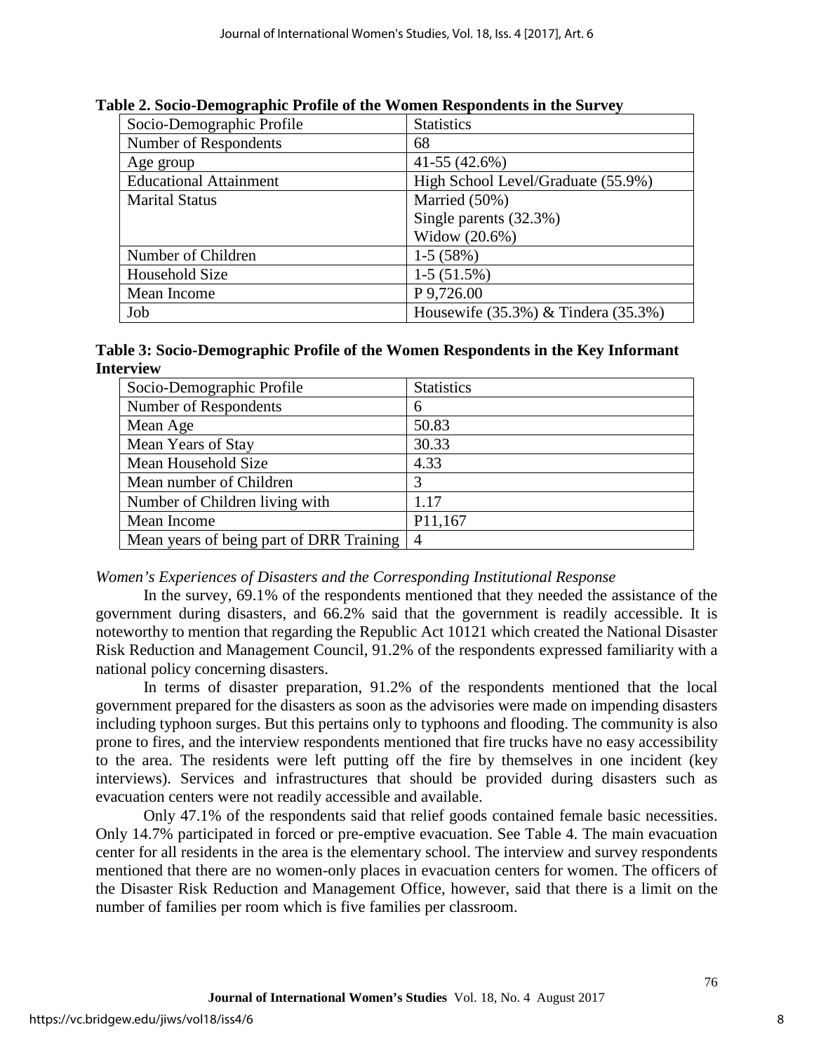**Table 2. Socio-Demographic Profile of the Women Respondents in the Survey**

| Socio-Demographic Profile | Statistics |
|---|---|
| Number of Respondents | 68 |
| Age group | 41-55 (42.6%) |
| Educational Attainment | High School Level/Graduate (55.9%) |
| Marital Status | Married (50%)<br>Single parents (32.3%)<br>Widow (20.6%) |
| Number of Children | 1-5 (58%) |
| Household Size | 1-5 (51.5%) |
| Mean Income | P 9,726.00 |
| Job | Housewife (35.3%) & Tindera (35.3%) |

**Table 3: Socio-Demographic Profile of the Women Respondents in the Key Informant Interview**

| Socio-Demographic Profile | Statistics |
|---|---|
| Number of Respondents | 6 |
| Mean Age | 50.83 |
| Mean Years of Stay | 30.33 |
| Mean Household Size | 4.33 |
| Mean number of Children | 3 |
| Number of Children living with | 1.17 |
| Mean Income | P11,167 |
| Mean years of being part of DRR Training | 4 |

*Women's Experiences of Disasters and the Corresponding Institutional Response*

In the survey, 69.1% of the respondents mentioned that they needed the assistance of the government during disasters, and 66.2% said that the government is readily accessible. It is noteworthy to mention that regarding the Republic Act 10121 which created the National Disaster Risk Reduction and Management Council, 91.2% of the respondents expressed familiarity with a national policy concerning disasters.

In terms of disaster preparation, 91.2% of the respondents mentioned that the local government prepared for the disasters as soon as the advisories were made on impending disasters including typhoon surges. But this pertains only to typhoons and flooding. The community is also prone to fires, and the interview respondents mentioned that fire trucks have no easy accessibility to the area. The residents were left putting off the fire by themselves in one incident (key interviews). Services and infrastructures that should be provided during disasters such as evacuation centers were not readily accessible and available.

Only 47.1% of the respondents said that relief goods contained female basic necessities. Only 14.7% participated in forced or pre-emptive evacuation. See Table 4. The main evacuation center for all residents in the area is the elementary school. The interview and survey respondents mentioned that there are no women-only places in evacuation centers for women. The officers of the Disaster Risk Reduction and Management Office, however, said that there is a limit on the number of families per room which is five families per classroom.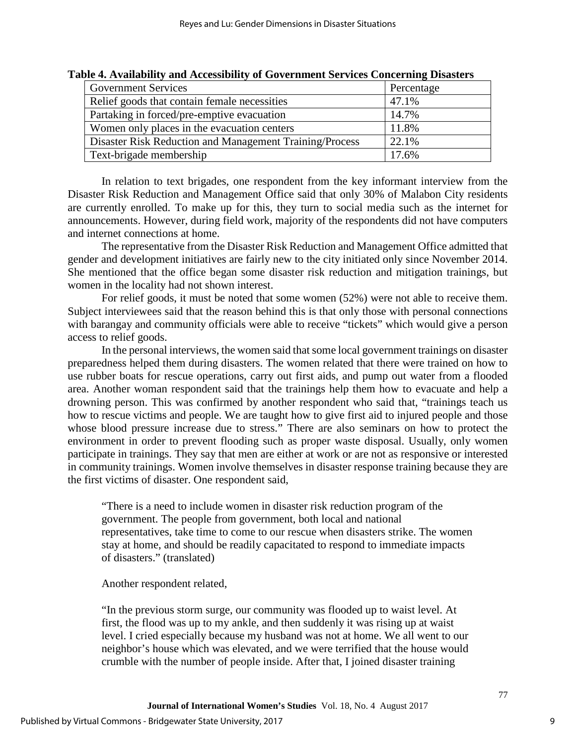**Table 4. Availability and Accessibility of Government Services Concerning Disasters**

| Government Services | Percentage |
|---|---|
| Relief goods that contain female necessities | 47.1% |
| Partaking in forced/pre-emptive evacuation | 14.7% |
| Women only places in the evacuation centers | 11.8% |
| Disaster Risk Reduction and Management Training/Process | 22.1% |
| Text-brigade membership | 17.6% |

In relation to text brigades, one respondent from the key informant interview from the Disaster Risk Reduction and Management Office said that only 30% of Malabon City residents are currently enrolled. To make up for this, they turn to social media such as the internet for announcements. However, during field work, majority of the respondents did not have computers and internet connections at home.

The representative from the Disaster Risk Reduction and Management Office admitted that gender and development initiatives are fairly new to the city initiated only since November 2014. She mentioned that the office began some disaster risk reduction and mitigation trainings, but women in the locality had not shown interest.

For relief goods, it must be noted that some women (52%) were not able to receive them. Subject interviewees said that the reason behind this is that only those with personal connections with barangay and community officials were able to receive "tickets" which would give a person access to relief goods.

In the personal interviews, the women said that some local government trainings on disaster preparedness helped them during disasters. The women related that there were trained on how to use rubber boats for rescue operations, carry out first aids, and pump out water from a flooded area. Another woman respondent said that the trainings help them how to evacuate and help a drowning person. This was confirmed by another respondent who said that, "trainings teach us how to rescue victims and people. We are taught how to give first aid to injured people and those whose blood pressure increase due to stress." There are also seminars on how to protect the environment in order to prevent flooding such as proper waste disposal. Usually, only women participate in trainings. They say that men are either at work or are not as responsive or interested in community trainings. Women involve themselves in disaster response training because they are the first victims of disaster. One respondent said,

> "There is a need to include women in disaster risk reduction program of the government. The people from government, both local and national representatives, take time to come to our rescue when disasters strike. The women stay at home, and should be readily capacitated to respond to immediate impacts of disasters." (translated)

Another respondent related,

> "In the previous storm surge, our community was flooded up to waist level. At first, the flood was up to my ankle, and then suddenly it was rising up at waist level. I cried especially because my husband was not at home. We all went to our neighbor's house which was elevated, and we were terrified that the house would crumble with the number of people inside. After that, I joined disaster training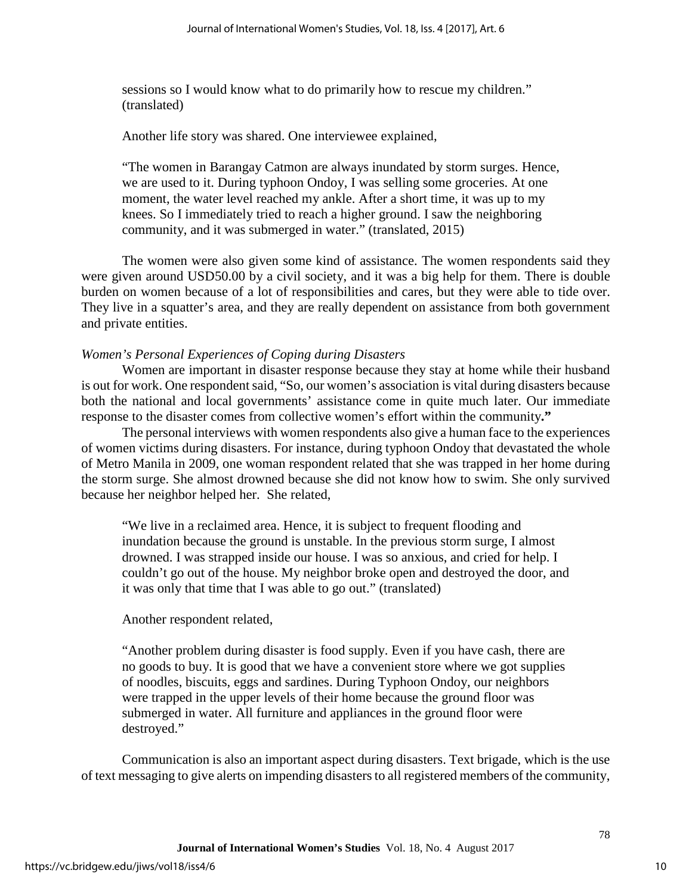sessions so I would know what to do primarily how to rescue my children." (translated)

Another life story was shared. One interviewee explained,

"The women in Barangay Catmon are always inundated by storm surges. Hence, we are used to it. During typhoon Ondoy, I was selling some groceries. At one moment, the water level reached my ankle. After a short time, it was up to my knees. So I immediately tried to reach a higher ground. I saw the neighboring community, and it was submerged in water." (translated, 2015)

The women were also given some kind of assistance. The women respondents said they were given around USD50.00 by a civil society, and it was a big help for them. There is double burden on women because of a lot of responsibilities and cares, but they were able to tide over. They live in a squatter's area, and they are really dependent on assistance from both government and private entities.

*Women's Personal Experiences of Coping during Disasters*

Women are important in disaster response because they stay at home while their husband is out for work. One respondent said, "So, our women's association is vital during disasters because both the national and local governments' assistance come in quite much later. Our immediate response to the disaster comes from collective women's effort within the community**."**

The personal interviews with women respondents also give a human face to the experiences of women victims during disasters. For instance, during typhoon Ondoy that devastated the whole of Metro Manila in 2009, one woman respondent related that she was trapped in her home during the storm surge. She almost drowned because she did not know how to swim. She only survived because her neighbor helped her. She related,

"We live in a reclaimed area. Hence, it is subject to frequent flooding and inundation because the ground is unstable. In the previous storm surge, I almost drowned. I was strapped inside our house. I was so anxious, and cried for help. I couldn't go out of the house. My neighbor broke open and destroyed the door, and it was only that time that I was able to go out." (translated)

Another respondent related,

"Another problem during disaster is food supply. Even if you have cash, there are no goods to buy. It is good that we have a convenient store where we got supplies of noodles, biscuits, eggs and sardines. During Typhoon Ondoy, our neighbors were trapped in the upper levels of their home because the ground floor was submerged in water. All furniture and appliances in the ground floor were destroyed."

Communication is also an important aspect during disasters. Text brigade, which is the use of text messaging to give alerts on impending disasters to all registered members of the community,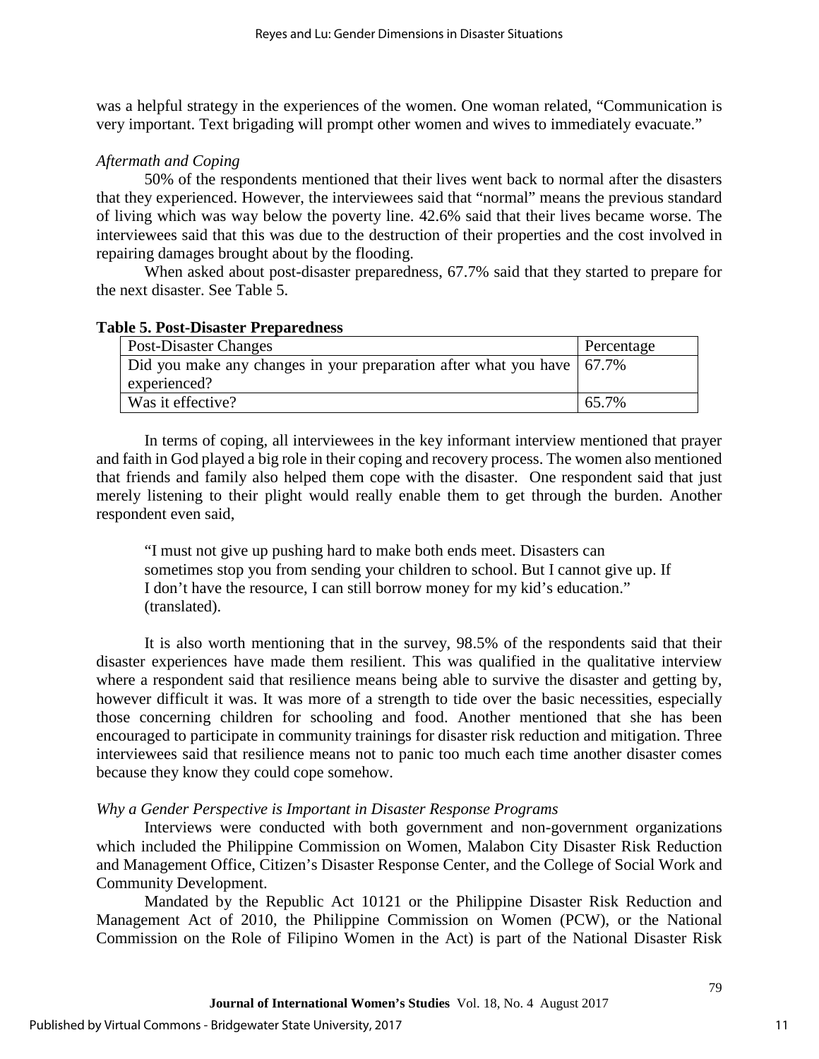was a helpful strategy in the experiences of the women. One woman related, "Communication is very important. Text brigading will prompt other women and wives to immediately evacuate."

*Aftermath and Coping*

50% of the respondents mentioned that their lives went back to normal after the disasters that they experienced. However, the interviewees said that "normal" means the previous standard of living which was way below the poverty line. 42.6% said that their lives became worse. The interviewees said that this was due to the destruction of their properties and the cost involved in repairing damages brought about by the flooding.

When asked about post-disaster preparedness, 67.7% said that they started to prepare for the next disaster. See Table 5.

**Table 5. Post-Disaster Preparedness**

| Post-Disaster Changes | Percentage |
|---|---|
| Did you make any changes in your preparation after what you have experienced? | 67.7% |
| Was it effective? | 65.7% |

In terms of coping, all interviewees in the key informant interview mentioned that prayer and faith in God played a big role in their coping and recovery process. The women also mentioned that friends and family also helped them cope with the disaster. One respondent said that just merely listening to their plight would really enable them to get through the burden. Another respondent even said,

> "I must not give up pushing hard to make both ends meet. Disasters can sometimes stop you from sending your children to school. But I cannot give up. If I don't have the resource, I can still borrow money for my kid's education." (translated).

It is also worth mentioning that in the survey, 98.5% of the respondents said that their disaster experiences have made them resilient. This was qualified in the qualitative interview where a respondent said that resilience means being able to survive the disaster and getting by, however difficult it was. It was more of a strength to tide over the basic necessities, especially those concerning children for schooling and food. Another mentioned that she has been encouraged to participate in community trainings for disaster risk reduction and mitigation. Three interviewees said that resilience means not to panic too much each time another disaster comes because they know they could cope somehow.

*Why a Gender Perspective is Important in Disaster Response Programs*

Interviews were conducted with both government and non-government organizations which included the Philippine Commission on Women, Malabon City Disaster Risk Reduction and Management Office, Citizen's Disaster Response Center, and the College of Social Work and Community Development.

Mandated by the Republic Act 10121 or the Philippine Disaster Risk Reduction and Management Act of 2010, the Philippine Commission on Women (PCW), or the National Commission on the Role of Filipino Women in the Act) is part of the National Disaster Risk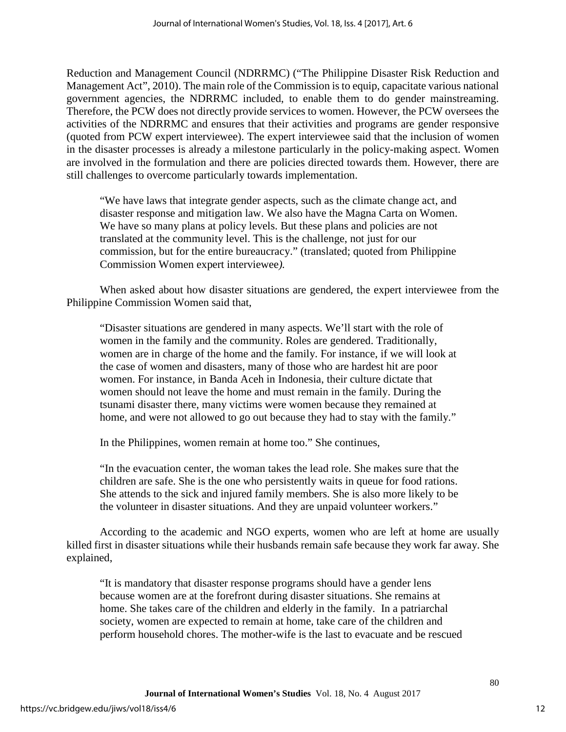Reduction and Management Council (NDRRMC) ("The Philippine Disaster Risk Reduction and Management Act", 2010). The main role of the Commission is to equip, capacitate various national government agencies, the NDRRMC included, to enable them to do gender mainstreaming. Therefore, the PCW does not directly provide services to women. However, the PCW oversees the activities of the NDRRMC and ensures that their activities and programs are gender responsive (quoted from PCW expert interviewee). The expert interviewee said that the inclusion of women in the disaster processes is already a milestone particularly in the policy-making aspect. Women are involved in the formulation and there are policies directed towards them. However, there are still challenges to overcome particularly towards implementation.

> "We have laws that integrate gender aspects, such as the climate change act, and disaster response and mitigation law. We also have the Magna Carta on Women. We have so many plans at policy levels. But these plans and policies are not translated at the community level. This is the challenge, not just for our commission, but for the entire bureaucracy." (translated; quoted from Philippine Commission Women expert interviewee*).*

When asked about how disaster situations are gendered, the expert interviewee from the Philippine Commission Women said that,

> "Disaster situations are gendered in many aspects. We'll start with the role of women in the family and the community. Roles are gendered. Traditionally, women are in charge of the home and the family. For instance, if we will look at the case of women and disasters, many of those who are hardest hit are poor women. For instance, in Banda Aceh in Indonesia, their culture dictate that women should not leave the home and must remain in the family. During the tsunami disaster there, many victims were women because they remained at home, and were not allowed to go out because they had to stay with the family."
>
> In the Philippines, women remain at home too." She continues,
>
> "In the evacuation center, the woman takes the lead role. She makes sure that the children are safe. She is the one who persistently waits in queue for food rations. She attends to the sick and injured family members. She is also more likely to be the volunteer in disaster situations. And they are unpaid volunteer workers."

According to the academic and NGO experts, women who are left at home are usually killed first in disaster situations while their husbands remain safe because they work far away. She explained,

> "It is mandatory that disaster response programs should have a gender lens because women are at the forefront during disaster situations. She remains at home. She takes care of the children and elderly in the family. In a patriarchal society, women are expected to remain at home, take care of the children and perform household chores. The mother-wife is the last to evacuate and be rescued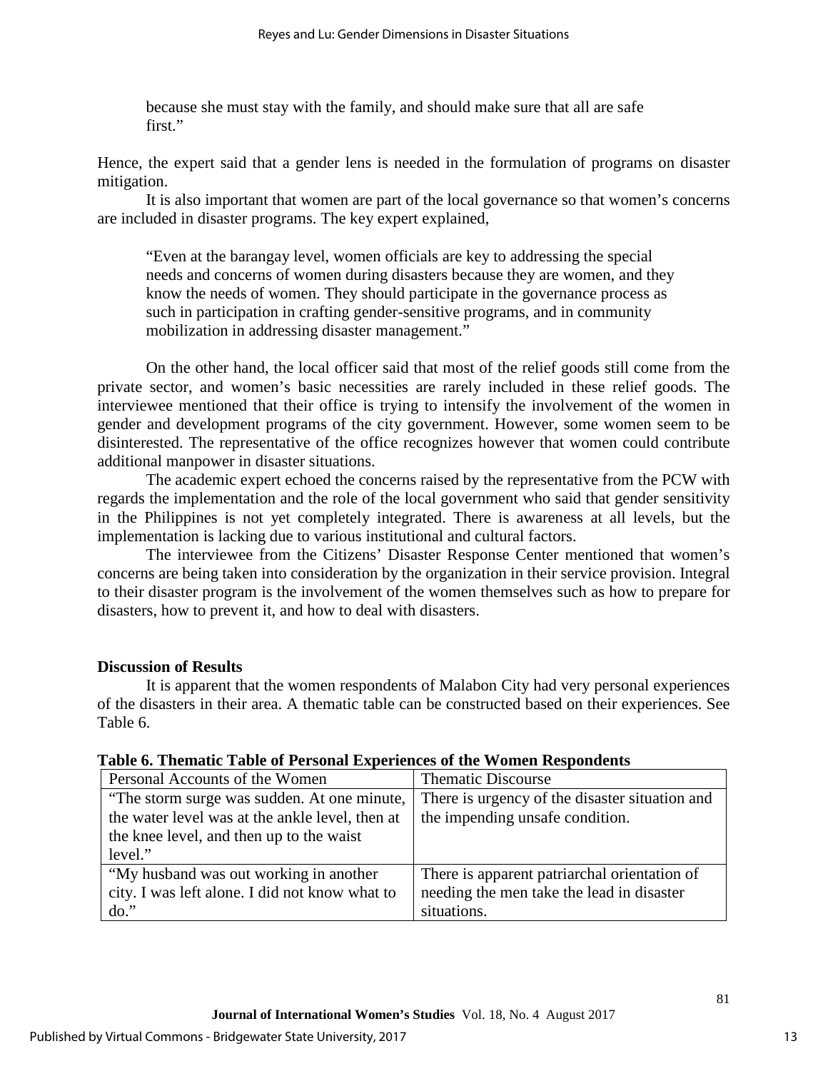> because she must stay with the family, and should make sure that all are safe first."

Hence, the expert said that a gender lens is needed in the formulation of programs on disaster mitigation.

It is also important that women are part of the local governance so that women's concerns are included in disaster programs. The key expert explained,

> "Even at the barangay level, women officials are key to addressing the special needs and concerns of women during disasters because they are women, and they know the needs of women. They should participate in the governance process as such in participation in crafting gender-sensitive programs, and in community mobilization in addressing disaster management."

On the other hand, the local officer said that most of the relief goods still come from the private sector, and women's basic necessities are rarely included in these relief goods. The interviewee mentioned that their office is trying to intensify the involvement of the women in gender and development programs of the city government. However, some women seem to be disinterested. The representative of the office recognizes however that women could contribute additional manpower in disaster situations.

The academic expert echoed the concerns raised by the representative from the PCW with regards the implementation and the role of the local government who said that gender sensitivity in the Philippines is not yet completely integrated. There is awareness at all levels, but the implementation is lacking due to various institutional and cultural factors.

The interviewee from the Citizens' Disaster Response Center mentioned that women's concerns are being taken into consideration by the organization in their service provision. Integral to their disaster program is the involvement of the women themselves such as how to prepare for disasters, how to prevent it, and how to deal with disasters.

**Discussion of Results**

It is apparent that the women respondents of Malabon City had very personal experiences of the disasters in their area. A thematic table can be constructed based on their experiences. See Table 6.

**Table 6. Thematic Table of Personal Experiences of the Women Respondents**

| Personal Accounts of the Women | Thematic Discourse |
| --- | --- |
| "The storm surge was sudden. At one minute, the water level was at the ankle level, then at the knee level, and then up to the waist level." | There is urgency of the disaster situation and the impending unsafe condition. |
| "My husband was out working in another city. I was left alone. I did not know what to do." | There is apparent patriarchal orientation of needing the men take the lead in disaster situations. |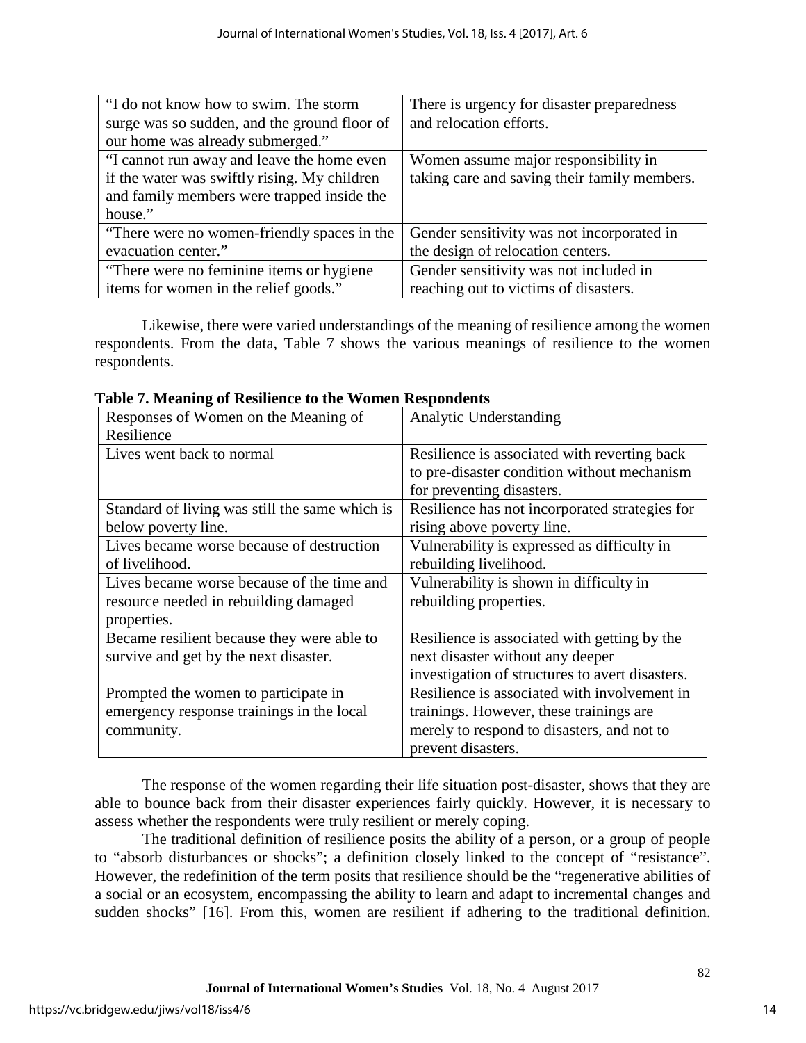| | |
|---|---|
| "I do not know how to swim. The storm surge was so sudden, and the ground floor of our home was already submerged." | There is urgency for disaster preparedness and relocation efforts. |
| "I cannot run away and leave the home even if the water was swiftly rising. My children and family members were trapped inside the house." | Women assume major responsibility in taking care and saving their family members. |
| "There were no women-friendly spaces in the evacuation center." | Gender sensitivity was not incorporated in the design of relocation centers. |
| "There were no feminine items or hygiene items for women in the relief goods." | Gender sensitivity was not included in reaching out to victims of disasters. |

Likewise, there were varied understandings of the meaning of resilience among the women respondents. From the data, Table 7 shows the various meanings of resilience to the women respondents.

**Table 7. Meaning of Resilience to the Women Respondents**

| Responses of Women on the Meaning of Resilience | Analytic Understanding |
|---|---|
| Lives went back to normal | Resilience is associated with reverting back to pre-disaster condition without mechanism for preventing disasters. |
| Standard of living was still the same which is below poverty line. | Resilience has not incorporated strategies for rising above poverty line. |
| Lives became worse because of destruction of livelihood. | Vulnerability is expressed as difficulty in rebuilding livelihood. |
| Lives became worse because of the time and resource needed in rebuilding damaged properties. | Vulnerability is shown in difficulty in rebuilding properties. |
| Became resilient because they were able to survive and get by the next disaster. | Resilience is associated with getting by the next disaster without any deeper investigation of structures to avert disasters. |
| Prompted the women to participate in emergency response trainings in the local community. | Resilience is associated with involvement in trainings. However, these trainings are merely to respond to disasters, and not to prevent disasters. |

The response of the women regarding their life situation post-disaster, shows that they are able to bounce back from their disaster experiences fairly quickly. However, it is necessary to assess whether the respondents were truly resilient or merely coping.

The traditional definition of resilience posits the ability of a person, or a group of people to "absorb disturbances or shocks"; a definition closely linked to the concept of "resistance". However, the redefinition of the term posits that resilience should be the "regenerative abilities of a social or an ecosystem, encompassing the ability to learn and adapt to incremental changes and sudden shocks" [16]. From this, women are resilient if adhering to the traditional definition.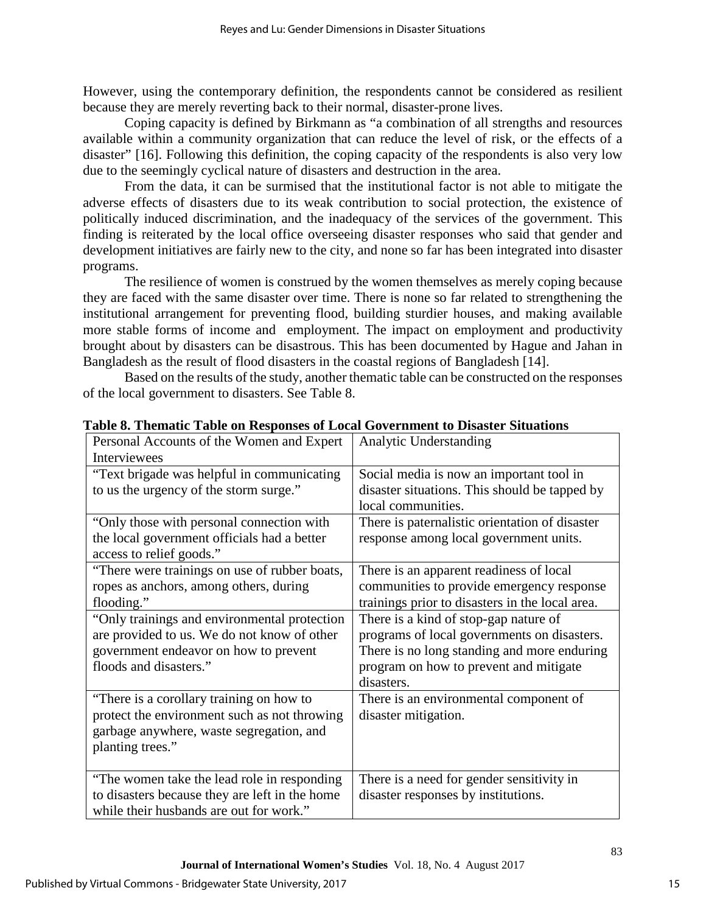However, using the contemporary definition, the respondents cannot be considered as resilient because they are merely reverting back to their normal, disaster-prone lives.

Coping capacity is defined by Birkmann as "a combination of all strengths and resources available within a community organization that can reduce the level of risk, or the effects of a disaster" [16]. Following this definition, the coping capacity of the respondents is also very low due to the seemingly cyclical nature of disasters and destruction in the area.

From the data, it can be surmised that the institutional factor is not able to mitigate the adverse effects of disasters due to its weak contribution to social protection, the existence of politically induced discrimination, and the inadequacy of the services of the government. This finding is reiterated by the local office overseeing disaster responses who said that gender and development initiatives are fairly new to the city, and none so far has been integrated into disaster programs.

The resilience of women is construed by the women themselves as merely coping because they are faced with the same disaster over time. There is none so far related to strengthening the institutional arrangement for preventing flood, building sturdier houses, and making available more stable forms of income and employment. The impact on employment and productivity brought about by disasters can be disastrous. This has been documented by Hague and Jahan in Bangladesh as the result of flood disasters in the coastal regions of Bangladesh [14].

Based on the results of the study, another thematic table can be constructed on the responses of the local government to disasters. See Table 8.

**Table 8. Thematic Table on Responses of Local Government to Disaster Situations**

| Personal Accounts of the Women and Expert Interviewees | Analytic Understanding |
|---|---|
| "Text brigade was helpful in communicating to us the urgency of the storm surge." | Social media is now an important tool in disaster situations. This should be tapped by local communities. |
| "Only those with personal connection with the local government officials had a better access to relief goods." | There is paternalistic orientation of disaster response among local government units. |
| "There were trainings on use of rubber boats, ropes as anchors, among others, during flooding." | There is an apparent readiness of local communities to provide emergency response trainings prior to disasters in the local area. |
| "Only trainings and environmental protection are provided to us. We do not know of other government endeavor on how to prevent floods and disasters." | There is a kind of stop-gap nature of programs of local governments on disasters. There is no long standing and more enduring program on how to prevent and mitigate disasters. |
| "There is a corollary training on how to protect the environment such as not throwing garbage anywhere, waste segregation, and planting trees." | There is an environmental component of disaster mitigation. |
| "The women take the lead role in responding to disasters because they are left in the home while their husbands are out for work." | There is a need for gender sensitivity in disaster responses by institutions. |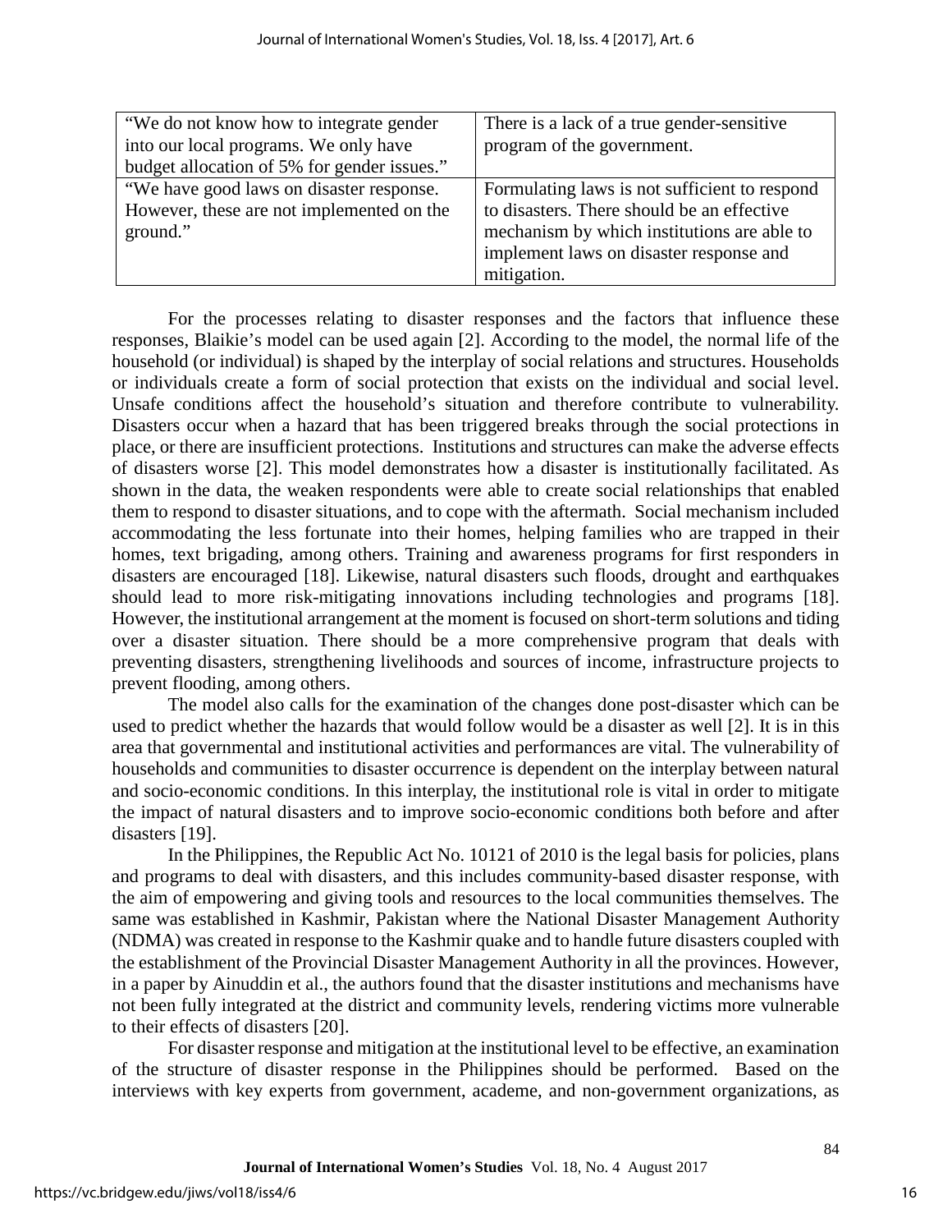| "We do not know how to integrate gender into our local programs. We only have budget allocation of 5% for gender issues." | There is a lack of a true gender-sensitive program of the government. |
| --- | --- |
| "We have good laws on disaster response. However, these are not implemented on the ground." | Formulating laws is not sufficient to respond to disasters. There should be an effective mechanism by which institutions are able to implement laws on disaster response and mitigation. |

For the processes relating to disaster responses and the factors that influence these responses, Blaikie's model can be used again [2]. According to the model, the normal life of the household (or individual) is shaped by the interplay of social relations and structures. Households or individuals create a form of social protection that exists on the individual and social level. Unsafe conditions affect the household's situation and therefore contribute to vulnerability. Disasters occur when a hazard that has been triggered breaks through the social protections in place, or there are insufficient protections. Institutions and structures can make the adverse effects of disasters worse [2]. This model demonstrates how a disaster is institutionally facilitated. As shown in the data, the weaken respondents were able to create social relationships that enabled them to respond to disaster situations, and to cope with the aftermath. Social mechanism included accommodating the less fortunate into their homes, helping families who are trapped in their homes, text brigading, among others. Training and awareness programs for first responders in disasters are encouraged [18]. Likewise, natural disasters such floods, drought and earthquakes should lead to more risk-mitigating innovations including technologies and programs [18]. However, the institutional arrangement at the moment is focused on short-term solutions and tiding over a disaster situation. There should be a more comprehensive program that deals with preventing disasters, strengthening livelihoods and sources of income, infrastructure projects to prevent flooding, among others.

The model also calls for the examination of the changes done post-disaster which can be used to predict whether the hazards that would follow would be a disaster as well [2]. It is in this area that governmental and institutional activities and performances are vital. The vulnerability of households and communities to disaster occurrence is dependent on the interplay between natural and socio-economic conditions. In this interplay, the institutional role is vital in order to mitigate the impact of natural disasters and to improve socio-economic conditions both before and after disasters [19].

In the Philippines, the Republic Act No. 10121 of 2010 is the legal basis for policies, plans and programs to deal with disasters, and this includes community-based disaster response, with the aim of empowering and giving tools and resources to the local communities themselves. The same was established in Kashmir, Pakistan where the National Disaster Management Authority (NDMA) was created in response to the Kashmir quake and to handle future disasters coupled with the establishment of the Provincial Disaster Management Authority in all the provinces. However, in a paper by Ainuddin et al., the authors found that the disaster institutions and mechanisms have not been fully integrated at the district and community levels, rendering victims more vulnerable to their effects of disasters [20].

For disaster response and mitigation at the institutional level to be effective, an examination of the structure of disaster response in the Philippines should be performed. Based on the interviews with key experts from government, academe, and non-government organizations, as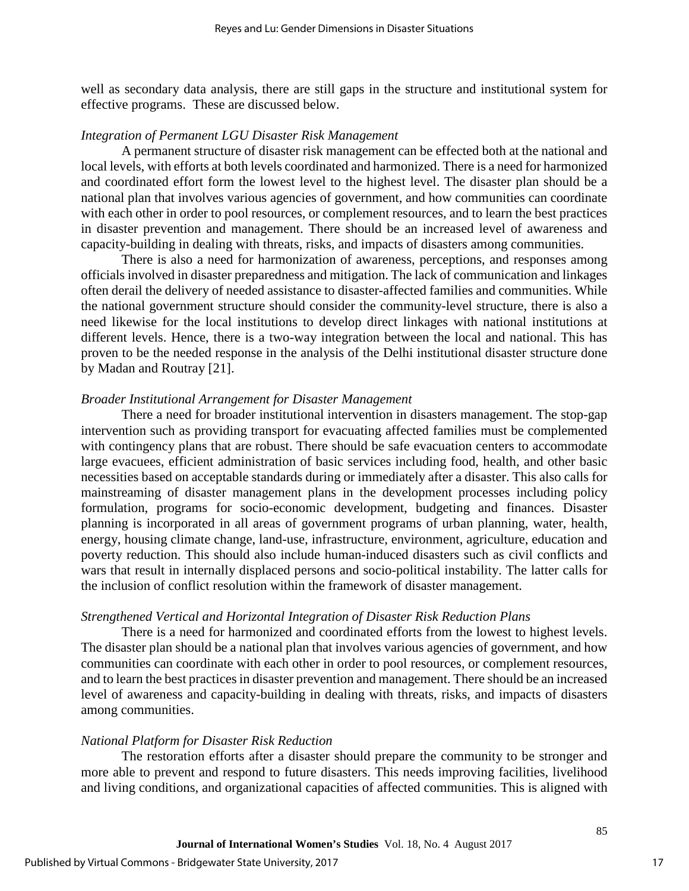well as secondary data analysis, there are still gaps in the structure and institutional system for effective programs. These are discussed below.

*Integration of Permanent LGU Disaster Risk Management*

A permanent structure of disaster risk management can be effected both at the national and local levels, with efforts at both levels coordinated and harmonized. There is a need for harmonized and coordinated effort form the lowest level to the highest level. The disaster plan should be a national plan that involves various agencies of government, and how communities can coordinate with each other in order to pool resources, or complement resources, and to learn the best practices in disaster prevention and management. There should be an increased level of awareness and capacity-building in dealing with threats, risks, and impacts of disasters among communities.

There is also a need for harmonization of awareness, perceptions, and responses among officials involved in disaster preparedness and mitigation. The lack of communication and linkages often derail the delivery of needed assistance to disaster-affected families and communities. While the national government structure should consider the community-level structure, there is also a need likewise for the local institutions to develop direct linkages with national institutions at different levels. Hence, there is a two-way integration between the local and national. This has proven to be the needed response in the analysis of the Delhi institutional disaster structure done by Madan and Routray [21].

*Broader Institutional Arrangement for Disaster Management*

There a need for broader institutional intervention in disasters management. The stop-gap intervention such as providing transport for evacuating affected families must be complemented with contingency plans that are robust. There should be safe evacuation centers to accommodate large evacuees, efficient administration of basic services including food, health, and other basic necessities based on acceptable standards during or immediately after a disaster. This also calls for mainstreaming of disaster management plans in the development processes including policy formulation, programs for socio-economic development, budgeting and finances. Disaster planning is incorporated in all areas of government programs of urban planning, water, health, energy, housing climate change, land-use, infrastructure, environment, agriculture, education and poverty reduction. This should also include human-induced disasters such as civil conflicts and wars that result in internally displaced persons and socio-political instability. The latter calls for the inclusion of conflict resolution within the framework of disaster management.

*Strengthened Vertical and Horizontal Integration of Disaster Risk Reduction Plans*

There is a need for harmonized and coordinated efforts from the lowest to highest levels. The disaster plan should be a national plan that involves various agencies of government, and how communities can coordinate with each other in order to pool resources, or complement resources, and to learn the best practices in disaster prevention and management. There should be an increased level of awareness and capacity-building in dealing with threats, risks, and impacts of disasters among communities.

*National Platform for Disaster Risk Reduction*

The restoration efforts after a disaster should prepare the community to be stronger and more able to prevent and respond to future disasters. This needs improving facilities, livelihood and living conditions, and organizational capacities of affected communities. This is aligned with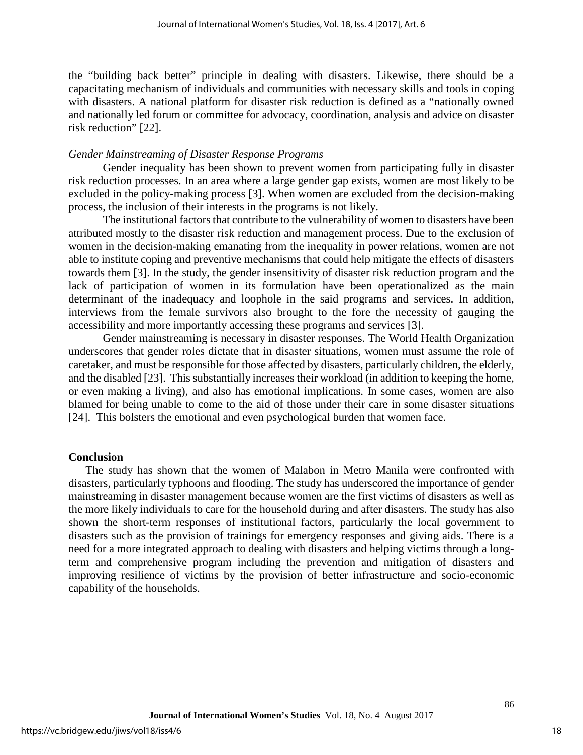the "building back better" principle in dealing with disasters. Likewise, there should be a capacitating mechanism of individuals and communities with necessary skills and tools in coping with disasters. A national platform for disaster risk reduction is defined as a "nationally owned and nationally led forum or committee for advocacy, coordination, analysis and advice on disaster risk reduction" [22].

*Gender Mainstreaming of Disaster Response Programs*

Gender inequality has been shown to prevent women from participating fully in disaster risk reduction processes. In an area where a large gender gap exists, women are most likely to be excluded in the policy-making process [3]. When women are excluded from the decision-making process, the inclusion of their interests in the programs is not likely.

The institutional factors that contribute to the vulnerability of women to disasters have been attributed mostly to the disaster risk reduction and management process. Due to the exclusion of women in the decision-making emanating from the inequality in power relations, women are not able to institute coping and preventive mechanisms that could help mitigate the effects of disasters towards them [3]. In the study, the gender insensitivity of disaster risk reduction program and the lack of participation of women in its formulation have been operationalized as the main determinant of the inadequacy and loophole in the said programs and services. In addition, interviews from the female survivors also brought to the fore the necessity of gauging the accessibility and more importantly accessing these programs and services [3].

Gender mainstreaming is necessary in disaster responses. The World Health Organization underscores that gender roles dictate that in disaster situations, women must assume the role of caretaker, and must be responsible for those affected by disasters, particularly children, the elderly, and the disabled [23]. This substantially increases their workload (in addition to keeping the home, or even making a living), and also has emotional implications. In some cases, women are also blamed for being unable to come to the aid of those under their care in some disaster situations [24]. This bolsters the emotional and even psychological burden that women face.

## Conclusion

The study has shown that the women of Malabon in Metro Manila were confronted with disasters, particularly typhoons and flooding. The study has underscored the importance of gender mainstreaming in disaster management because women are the first victims of disasters as well as the more likely individuals to care for the household during and after disasters. The study has also shown the short-term responses of institutional factors, particularly the local government to disasters such as the provision of trainings for emergency responses and giving aids. There is a need for a more integrated approach to dealing with disasters and helping victims through a long-term and comprehensive program including the prevention and mitigation of disasters and improving resilience of victims by the provision of better infrastructure and socio-economic capability of the households.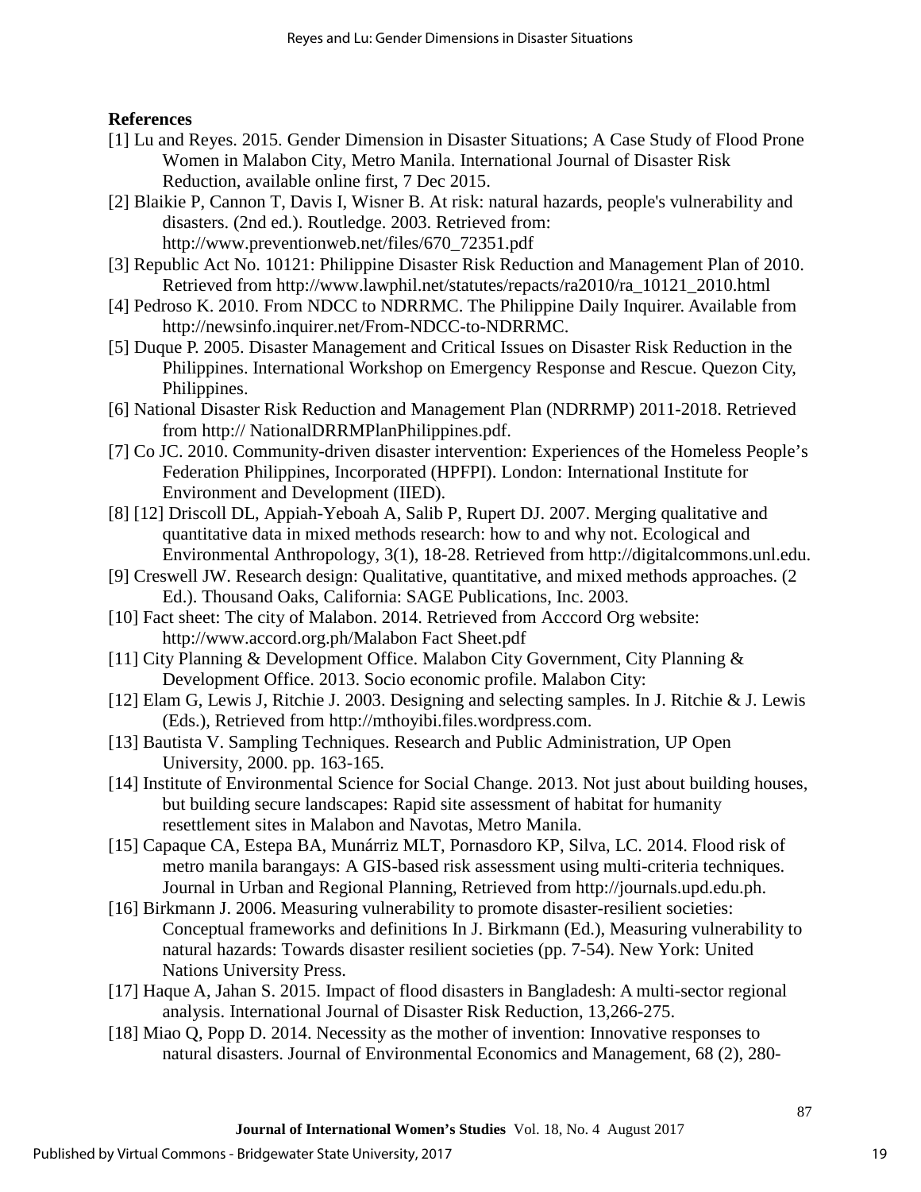**References**

[1] Lu and Reyes. 2015. Gender Dimension in Disaster Situations; A Case Study of Flood Prone Women in Malabon City, Metro Manila. International Journal of Disaster Risk Reduction, available online first, 7 Dec 2015.

[2] Blaikie P, Cannon T, Davis I, Wisner B. At risk: natural hazards, people's vulnerability and disasters. (2nd ed.). Routledge. 2003. Retrieved from: http://www.preventionweb.net/files/670_72351.pdf

[3] Republic Act No. 10121: Philippine Disaster Risk Reduction and Management Plan of 2010. Retrieved from http://www.lawphil.net/statutes/repacts/ra2010/ra_10121_2010.html

[4] Pedroso K. 2010. From NDCC to NDRRMC. The Philippine Daily Inquirer. Available from http://newsinfo.inquirer.net/From-NDCC-to-NDRRMC.

[5] Duque P. 2005. Disaster Management and Critical Issues on Disaster Risk Reduction in the Philippines. International Workshop on Emergency Response and Rescue. Quezon City, Philippines.

[6] National Disaster Risk Reduction and Management Plan (NDRRMP) 2011-2018. Retrieved from http:// NationalDRRMPlanPhilippines.pdf.

[7] Co JC. 2010. Community-driven disaster intervention: Experiences of the Homeless People’s Federation Philippines, Incorporated (HPFPI). London: International Institute for Environment and Development (IIED).

[8] [12] Driscoll DL, Appiah-Yeboah A, Salib P, Rupert DJ. 2007. Merging qualitative and quantitative data in mixed methods research: how to and why not. Ecological and Environmental Anthropology, 3(1), 18-28. Retrieved from http://digitalcommons.unl.edu.

[9] Creswell JW. Research design: Qualitative, quantitative, and mixed methods approaches. (2 Ed.). Thousand Oaks, California: SAGE Publications, Inc. 2003.

[10] Fact sheet: The city of Malabon. 2014. Retrieved from Acccord Org website: http://www.accord.org.ph/Malabon Fact Sheet.pdf

[11] City Planning & Development Office. Malabon City Government, City Planning & Development Office. 2013. Socio economic profile. Malabon City:

[12] Elam G, Lewis J, Ritchie J. 2003. Designing and selecting samples. In J. Ritchie & J. Lewis (Eds.), Retrieved from http://mthoyibi.files.wordpress.com.

[13] Bautista V. Sampling Techniques. Research and Public Administration, UP Open University, 2000. pp. 163-165.

[14] Institute of Environmental Science for Social Change. 2013. Not just about building houses, but building secure landscapes: Rapid site assessment of habitat for humanity resettlement sites in Malabon and Navotas, Metro Manila.

[15] Capaque CA, Estepa BA, Munárriz MLT, Pornasdoro KP, Silva, LC. 2014. Flood risk of metro manila barangays: A GIS-based risk assessment using multi-criteria techniques. Journal in Urban and Regional Planning, Retrieved from http://journals.upd.edu.ph.

[16] Birkmann J. 2006. Measuring vulnerability to promote disaster-resilient societies: Conceptual frameworks and definitions In J. Birkmann (Ed.), Measuring vulnerability to natural hazards: Towards disaster resilient societies (pp. 7-54). New York: United Nations University Press.

[17] Haque A, Jahan S. 2015. Impact of flood disasters in Bangladesh: A multi-sector regional analysis. International Journal of Disaster Risk Reduction, 13,266-275.

[18] Miao Q, Popp D. 2014. Necessity as the mother of invention: Innovative responses to natural disasters. Journal of Environmental Economics and Management, 68 (2), 280-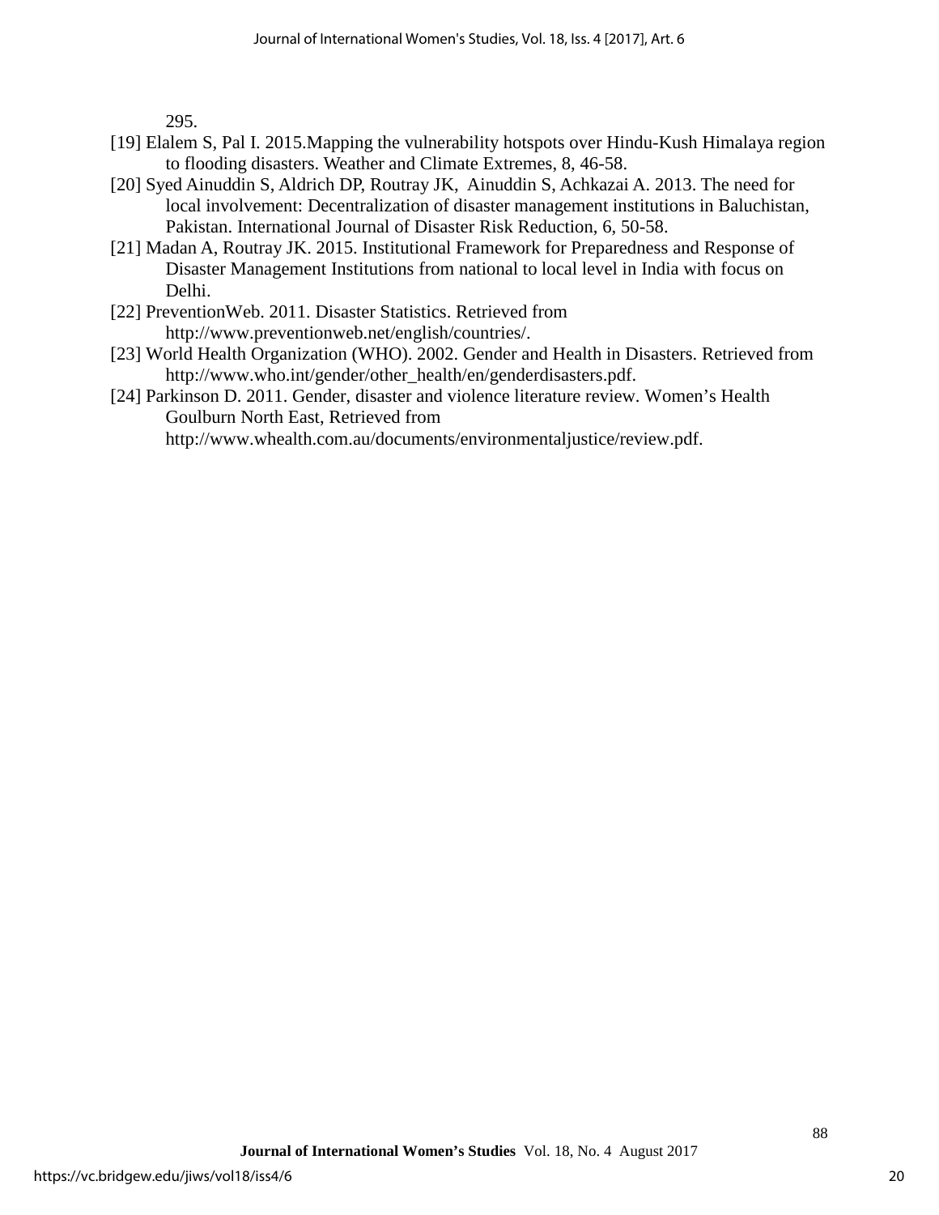295.

[19] Elalem S, Pal I. 2015.Mapping the vulnerability hotspots over Hindu-Kush Himalaya region to flooding disasters. Weather and Climate Extremes, 8, 46-58.

[20] Syed Ainuddin S, Aldrich DP, Routray JK, Ainuddin S, Achkazai A. 2013. The need for local involvement: Decentralization of disaster management institutions in Baluchistan, Pakistan. International Journal of Disaster Risk Reduction, 6, 50-58.

[21] Madan A, Routray JK. 2015. Institutional Framework for Preparedness and Response of Disaster Management Institutions from national to local level in India with focus on Delhi.

[22] PreventionWeb. 2011. Disaster Statistics. Retrieved from http://www.preventionweb.net/english/countries/.

[23] World Health Organization (WHO). 2002. Gender and Health in Disasters. Retrieved from http://www.who.int/gender/other_health/en/genderdisasters.pdf.

[24] Parkinson D. 2011. Gender, disaster and violence literature review. Women's Health Goulburn North East, Retrieved from http://www.whealth.com.au/documents/environmentaljustice/review.pdf.